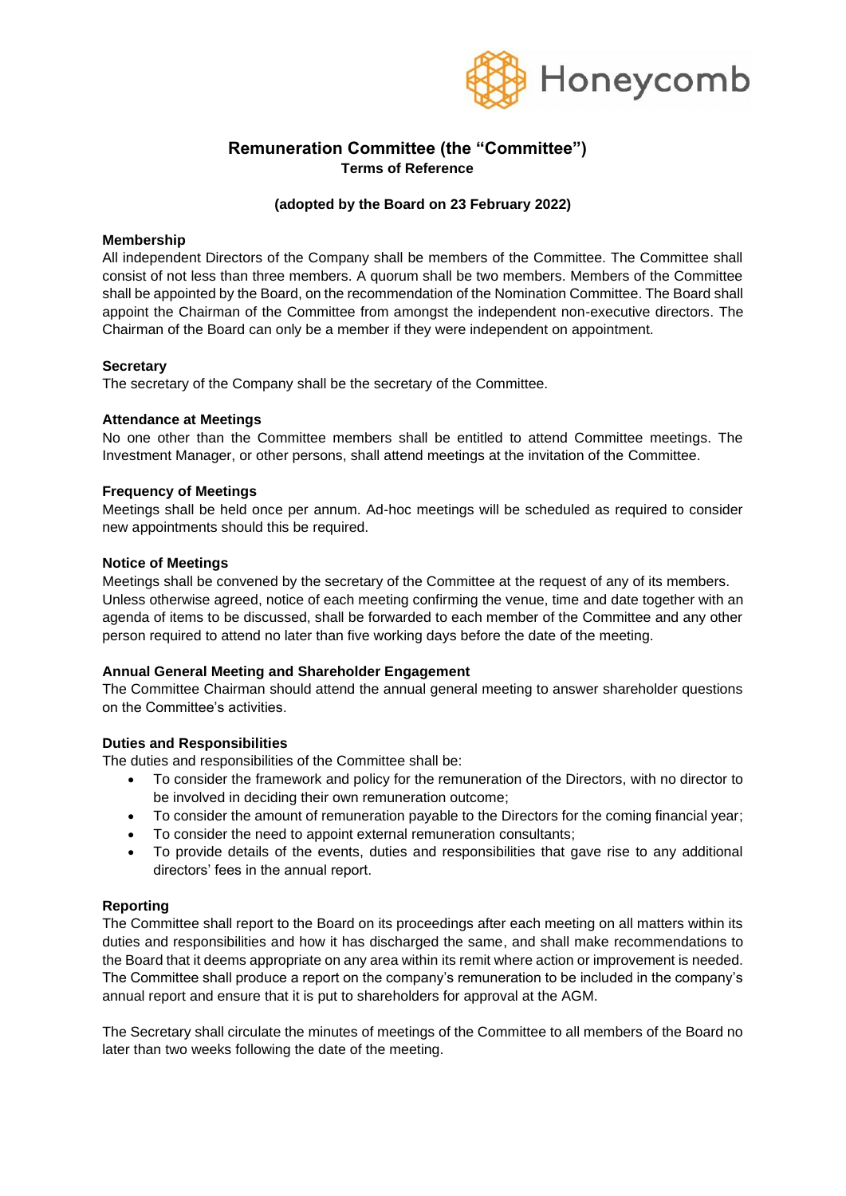Honeycomb

# Remuneration Committee (the "Committee")

## Terms of Reference

**(adopted by the Board on 23 February 2022)**

### Membership

All independent Directors of the Company shall be members of the Committee. The Committee shall consist of not less than three members. A quorum shall be two members. Members of the Committee shall be appointed by the Board, on the recommendation of the Nomination Committee. The Board shall appoint the Chairman of the Committee from amongst the independent non-executive directors. The Chairman of the Board can only be a member if they were independent on appointment.

### Secretary

The secretary of the Company shall be the secretary of the Committee.

### Attendance at Meetings

No one other than the Committee members shall be entitled to attend Committee meetings. The Investment Manager, or other persons, shall attend meetings at the invitation of the Committee.

### Frequency of Meetings

Meetings shall be held once per annum. Ad-hoc meetings will be scheduled as required to consider new appointments should this be required.

### Notice of Meetings

Meetings shall be convened by the secretary of the Committee at the request of any of its members. Unless otherwise agreed, notice of each meeting confirming the venue, time and date together with an agenda of items to be discussed, shall be forwarded to each member of the Committee and any other person required to attend no later than five working days before the date of the meeting.

### Annual General Meeting and Shareholder Engagement

The Committee Chairman should attend the annual general meeting to answer shareholder questions on the Committee's activities.

### Duties and Responsibilities

The duties and responsibilities of the Committee shall be:

- To consider the framework and policy for the remuneration of the Directors, with no director to be involved in deciding their own remuneration outcome;
- To consider the amount of remuneration payable to the Directors for the coming financial year;
- To consider the need to appoint external remuneration consultants;
- To provide details of the events, duties and responsibilities that gave rise to any additional directors' fees in the annual report.

### Reporting

The Committee shall report to the Board on its proceedings after each meeting on all matters within its duties and responsibilities and how it has discharged the same, and shall make recommendations to the Board that it deems appropriate on any area within its remit where action or improvement is needed. The Committee shall produce a report on the company's remuneration to be included in the company's annual report and ensure that it is put to shareholders for approval at the AGM.

The Secretary shall circulate the minutes of meetings of the Committee to all members of the Board no later than two weeks following the date of the meeting.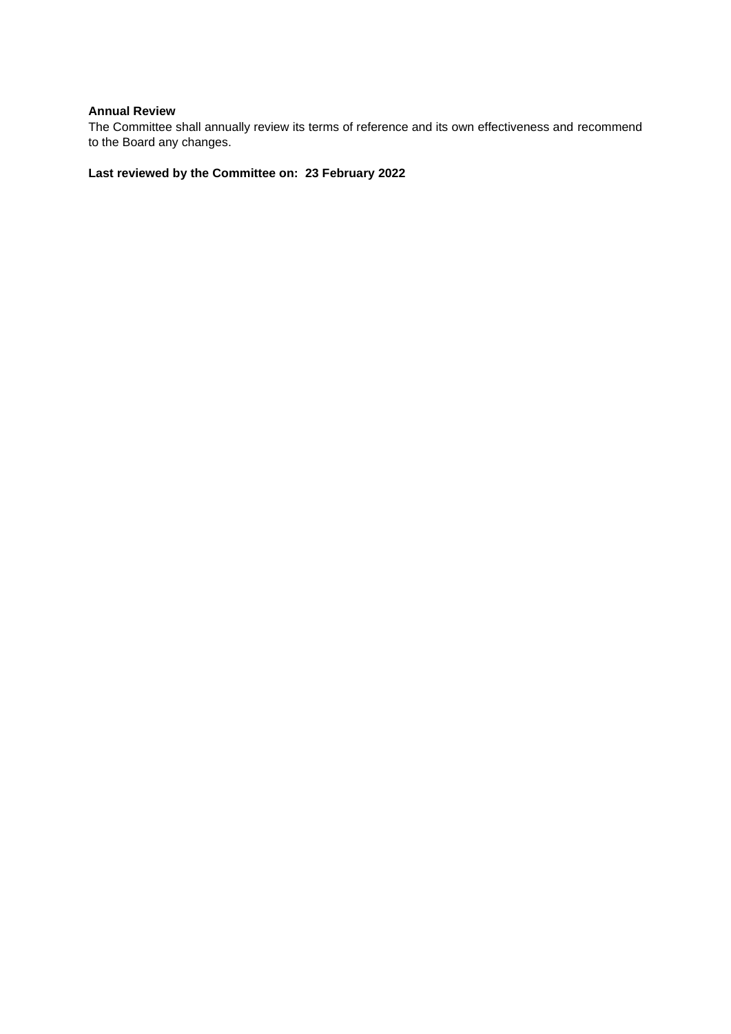**Annual Review**

The Committee shall annually review its terms of reference and its own effectiveness and recommend to the Board any changes.

**Last reviewed by the Committee on: 23 February 2022**